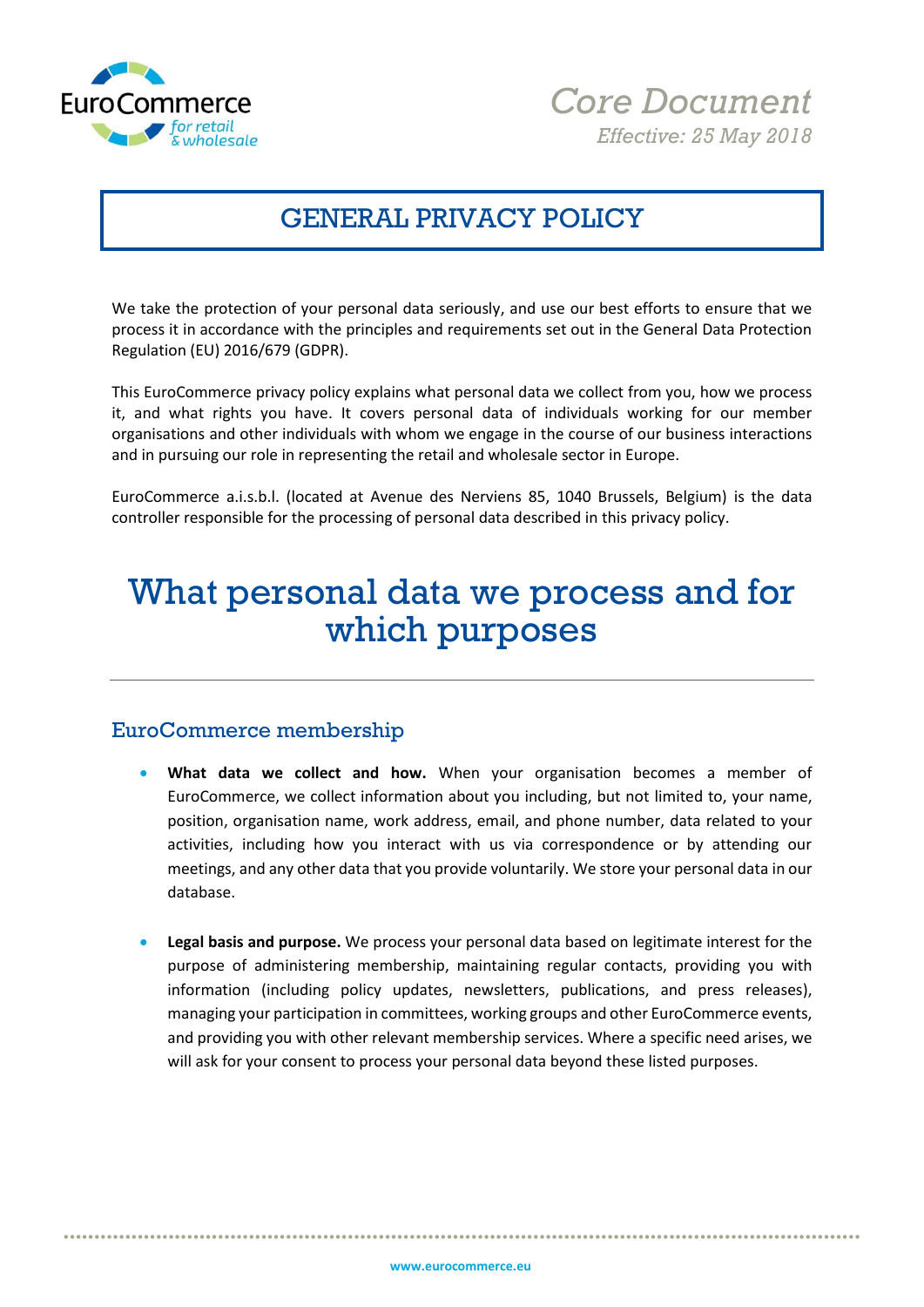*Core Document*

*Effective: 25 May 2018*

# GENERAL PRIVACY POLICY

We take the protection of your personal data seriously, and use our best efforts to ensure that we process it in accordance with the principles and requirements set out in the General Data Protection Regulation (EU) 2016/679 (GDPR).

This EuroCommerce privacy policy explains what personal data we collect from you, how we process it, and what rights you have. It covers personal data of individuals working for our member organisations and other individuals with whom we engage in the course of our business interactions and in pursuing our role in representing the retail and wholesale sector in Europe.

EuroCommerce a.i.s.b.l. (located at Avenue des Nerviens 85, 1040 Brussels, Belgium) is the data controller responsible for the processing of personal data described in this privacy policy.

# What personal data we process and for which purposes

## EuroCommerce membership

- **What data we collect and how.** When your organisation becomes a member of EuroCommerce, we collect information about you including, but not limited to, your name, position, organisation name, work address, email, and phone number, data related to your activities, including how you interact with us via correspondence or by attending our meetings, and any other data that you provide voluntarily. We store your personal data in our database.

- **Legal basis and purpose.** We process your personal data based on legitimate interest for the purpose of administering membership, maintaining regular contacts, providing you with information (including policy updates, newsletters, publications, and press releases), managing your participation in committees, working groups and other EuroCommerce events, and providing you with other relevant membership services. Where a specific need arises, we will ask for your consent to process your personal data beyond these listed purposes.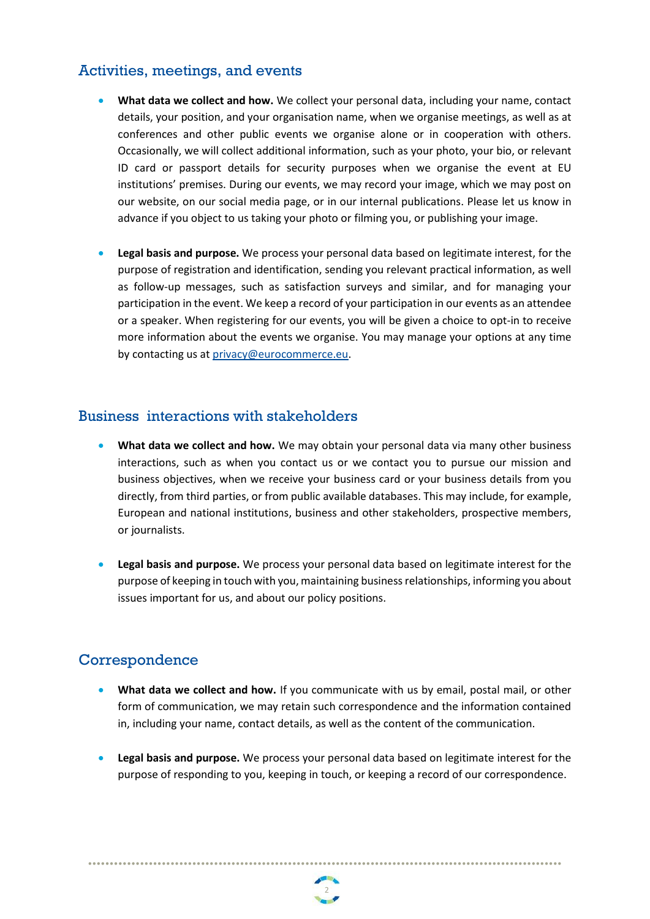## Activities, meetings, and events

- **What data we collect and how.** We collect your personal data, including your name, contact details, your position, and your organisation name, when we organise meetings, as well as at conferences and other public events we organise alone or in cooperation with others. Occasionally, we will collect additional information, such as your photo, your bio, or relevant ID card or passport details for security purposes when we organise the event at EU institutions' premises. During our events, we may record your image, which we may post on our website, on our social media page, or in our internal publications. Please let us know in advance if you object to us taking your photo or filming you, or publishing your image.

- **Legal basis and purpose.** We process your personal data based on legitimate interest, for the purpose of registration and identification, sending you relevant practical information, as well as follow-up messages, such as satisfaction surveys and similar, and for managing your participation in the event. We keep a record of your participation in our events as an attendee or a speaker. When registering for our events, you will be given a choice to opt-in to receive more information about the events we organise. You may manage your options at any time by contacting us at privacy@eurocommerce.eu.

## Business interactions with stakeholders

- **What data we collect and how.** We may obtain your personal data via many other business interactions, such as when you contact us or we contact you to pursue our mission and business objectives, when we receive your business card or your business details from you directly, from third parties, or from public available databases. This may include, for example, European and national institutions, business and other stakeholders, prospective members, or journalists.

- **Legal basis and purpose.** We process your personal data based on legitimate interest for the purpose of keeping in touch with you, maintaining business relationships, informing you about issues important for us, and about our policy positions.

## Correspondence

- **What data we collect and how.** If you communicate with us by email, postal mail, or other form of communication, we may retain such correspondence and the information contained in, including your name, contact details, as well as the content of the communication.

- **Legal basis and purpose.** We process your personal data based on legitimate interest for the purpose of responding to you, keeping in touch, or keeping a record of our correspondence.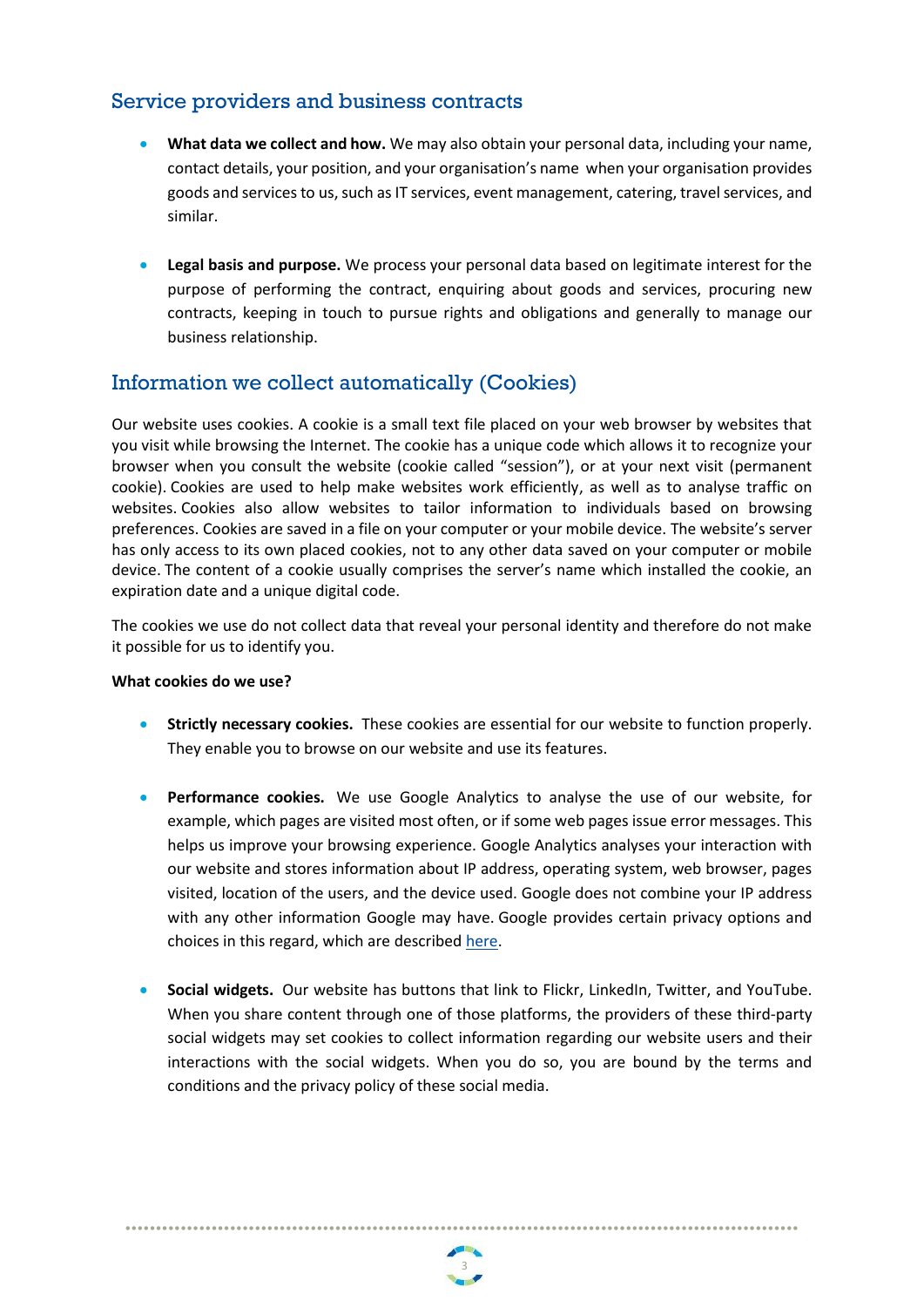## Service providers and business contracts

- **What data we collect and how.** We may also obtain your personal data, including your name, contact details, your position, and your organisation's name when your organisation provides goods and services to us, such as IT services, event management, catering, travel services, and similar.

- **Legal basis and purpose.** We process your personal data based on legitimate interest for the purpose of performing the contract, enquiring about goods and services, procuring new contracts, keeping in touch to pursue rights and obligations and generally to manage our business relationship.

## Information we collect automatically (Cookies)

Our website uses cookies. A cookie is a small text file placed on your web browser by websites that you visit while browsing the Internet. The cookie has a unique code which allows it to recognize your browser when you consult the website (cookie called "session"), or at your next visit (permanent cookie). Cookies are used to help make websites work efficiently, as well as to analyse traffic on websites. Cookies also allow websites to tailor information to individuals based on browsing preferences. Cookies are saved in a file on your computer or your mobile device. The website's server has only access to its own placed cookies, not to any other data saved on your computer or mobile device. The content of a cookie usually comprises the server's name which installed the cookie, an expiration date and a unique digital code.

The cookies we use do not collect data that reveal your personal identity and therefore do not make it possible for us to identify you.

**What cookies do we use?**

- **Strictly necessary cookies.** These cookies are essential for our website to function properly. They enable you to browse on our website and use its features.

- **Performance cookies.** We use Google Analytics to analyse the use of our website, for example, which pages are visited most often, or if some web pages issue error messages. This helps us improve your browsing experience. Google Analytics analyses your interaction with our website and stores information about IP address, operating system, web browser, pages visited, location of the users, and the device used. Google does not combine your IP address with any other information Google may have. Google provides certain privacy options and choices in this regard, which are described here.

- **Social widgets.** Our website has buttons that link to Flickr, LinkedIn, Twitter, and YouTube. When you share content through one of those platforms, the providers of these third-party social widgets may set cookies to collect information regarding our website users and their interactions with the social widgets. When you do so, you are bound by the terms and conditions and the privacy policy of these social media.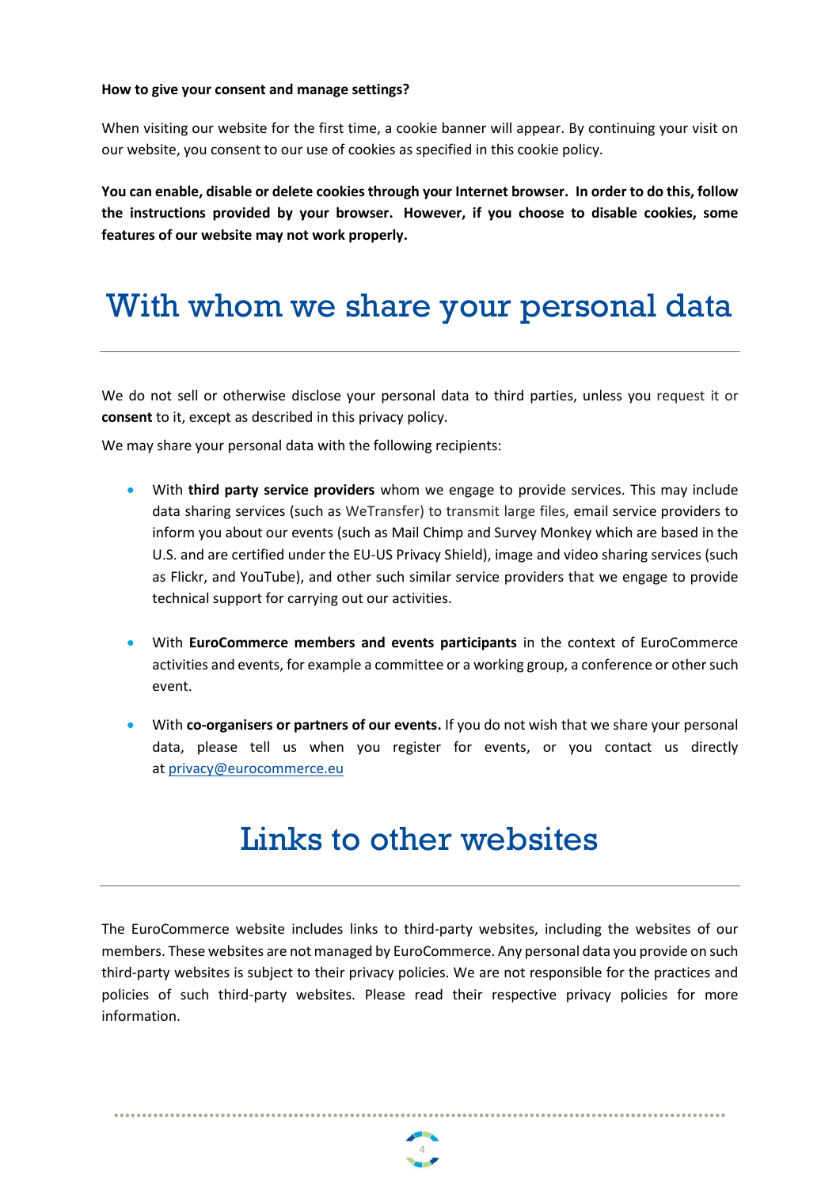**How to give your consent and manage settings?**

When visiting our website for the first time, a cookie banner will appear. By continuing your visit on our website, you consent to our use of cookies as specified in this cookie policy.

**You can enable, disable or delete cookies through your Internet browser. In order to do this, follow the instructions provided by your browser. However, if you choose to disable cookies, some features of our website may not work properly.**

# With whom we share your personal data

We do not sell or otherwise disclose your personal data to third parties, unless you request it or **consent** to it, except as described in this privacy policy.

We may share your personal data with the following recipients:

- With **third party service providers** whom we engage to provide services. This may include data sharing services (such as WeTransfer) to transmit large files, email service providers to inform you about our events (such as Mail Chimp and Survey Monkey which are based in the U.S. and are certified under the EU-US Privacy Shield), image and video sharing services (such as Flickr, and YouTube), and other such similar service providers that we engage to provide technical support for carrying out our activities.

- With **EuroCommerce members and events participants** in the context of EuroCommerce activities and events, for example a committee or a working group, a conference or other such event.

- With **co-organisers or partners of our events.** If you do not wish that we share your personal data, please tell us when you register for events, or you contact us directly at privacy@eurocommerce.eu

# Links to other websites

The EuroCommerce website includes links to third-party websites, including the websites of our members. These websites are not managed by EuroCommerce. Any personal data you provide on such third-party websites is subject to their privacy policies. We are not responsible for the practices and policies of such third-party websites. Please read their respective privacy policies for more information.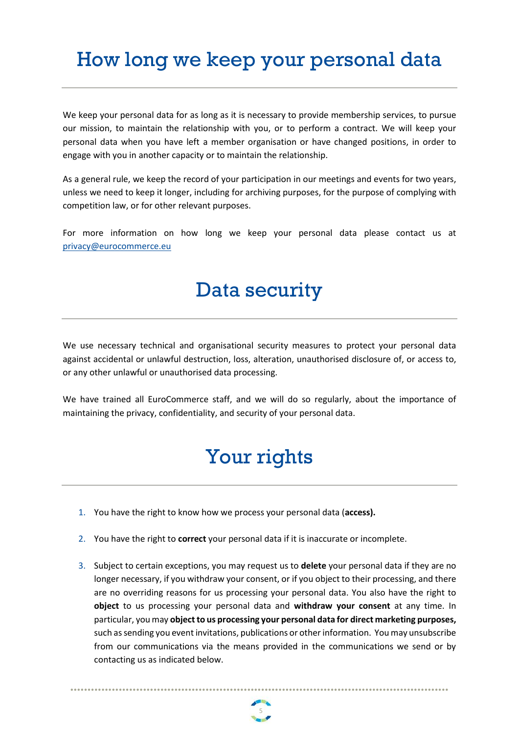# How long we keep your personal data

We keep your personal data for as long as it is necessary to provide membership services, to pursue our mission, to maintain the relationship with you, or to perform a contract. We will keep your personal data when you have left a member organisation or have changed positions, in order to engage with you in another capacity or to maintain the relationship.

As a general rule, we keep the record of your participation in our meetings and events for two years, unless we need to keep it longer, including for archiving purposes, for the purpose of complying with competition law, or for other relevant purposes.

For more information on how long we keep your personal data please contact us at privacy@eurocommerce.eu

# Data security

We use necessary technical and organisational security measures to protect your personal data against accidental or unlawful destruction, loss, alteration, unauthorised disclosure of, or access to, or any other unlawful or unauthorised data processing.

We have trained all EuroCommerce staff, and we will do so regularly, about the importance of maintaining the privacy, confidentiality, and security of your personal data.

# Your rights

1. You have the right to know how we process your personal data (**access).**
2. You have the right to **correct** your personal data if it is inaccurate or incomplete.
3. Subject to certain exceptions, you may request us to **delete** your personal data if they are no longer necessary, if you withdraw your consent, or if you object to their processing, and there are no overriding reasons for us processing your personal data. You also have the right to **object** to us processing your personal data and **withdraw your consent** at any time. In particular, you may **object to us processing your personal data for direct marketing purposes,** such as sending you event invitations, publications or other information. You may unsubscribe from our communications via the means provided in the communications we send or by contacting us as indicated below.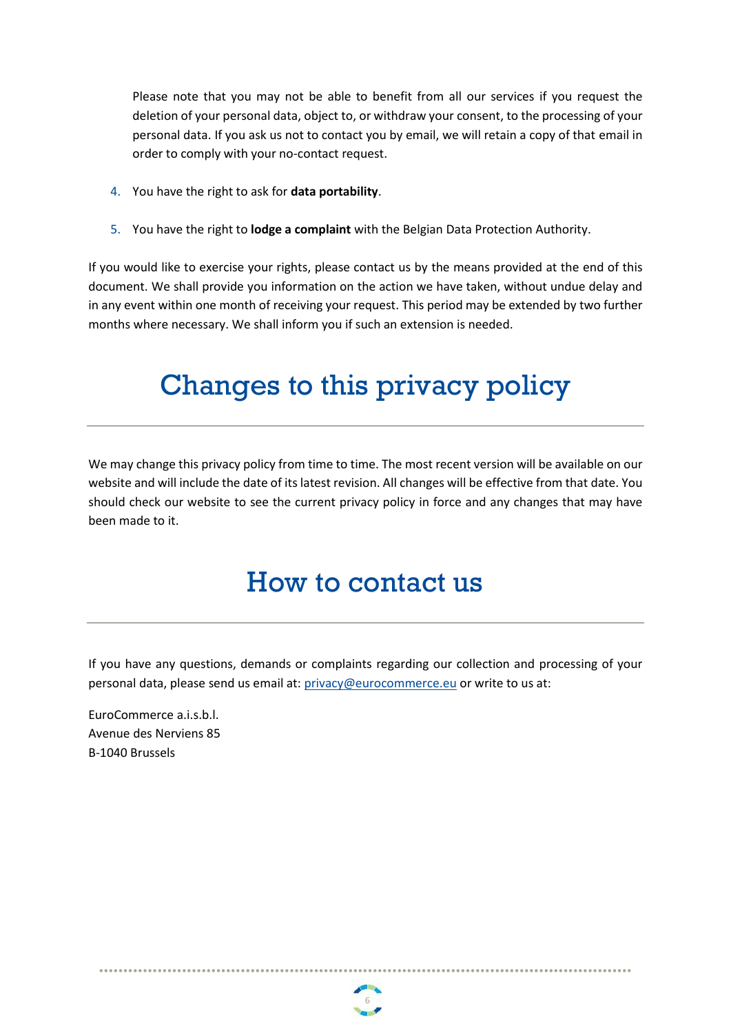Please note that you may not be able to benefit from all our services if you request the deletion of your personal data, object to, or withdraw your consent, to the processing of your personal data. If you ask us not to contact you by email, we will retain a copy of that email in order to comply with your no-contact request.

4. You have the right to ask for **data portability**.

5. You have the right to **lodge a complaint** with the Belgian Data Protection Authority.

If you would like to exercise your rights, please contact us by the means provided at the end of this document. We shall provide you information on the action we have taken, without undue delay and in any event within one month of receiving your request. This period may be extended by two further months where necessary. We shall inform you if such an extension is needed.

# Changes to this privacy policy

We may change this privacy policy from time to time. The most recent version will be available on our website and will include the date of its latest revision. All changes will be effective from that date. You should check our website to see the current privacy policy in force and any changes that may have been made to it.

# How to contact us

If you have any questions, demands or complaints regarding our collection and processing of your personal data, please send us email at: privacy@eurocommerce.eu or write to us at:

EuroCommerce a.i.s.b.l.
Avenue des Nerviens 85
B-1040 Brussels